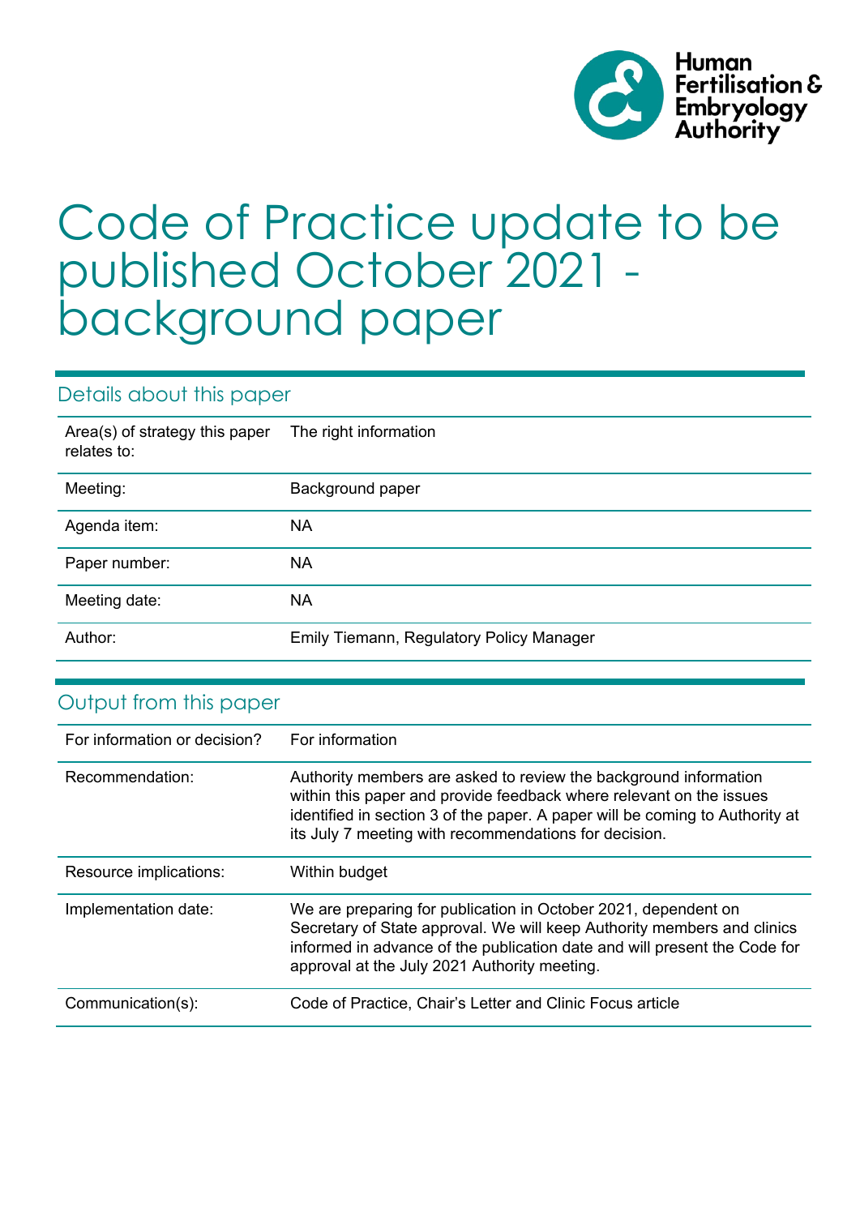Human Fertilisation & Embryology Authority

# Code of Practice update to be published October 2021 - background paper

## Details about this paper

| | |
|---|---|
| Area(s) of strategy this paper relates to: | The right information |
| Meeting: | Background paper |
| Agenda item: | NA |
| Paper number: | NA |
| Meeting date: | NA |
| Author: | Emily Tiemann, Regulatory Policy Manager |

## Output from this paper

| | |
|---|---|
| For information or decision? | For information |
| Recommendation: | Authority members are asked to review the background information within this paper and provide feedback where relevant on the issues identified in section 3 of the paper. A paper will be coming to Authority at its July 7 meeting with recommendations for decision. |
| Resource implications: | Within budget |
| Implementation date: | We are preparing for publication in October 2021, dependent on Secretary of State approval. We will keep Authority members and clinics informed in advance of the publication date and will present the Code for approval at the July 2021 Authority meeting. |
| Communication(s): | Code of Practice, Chair's Letter and Clinic Focus article |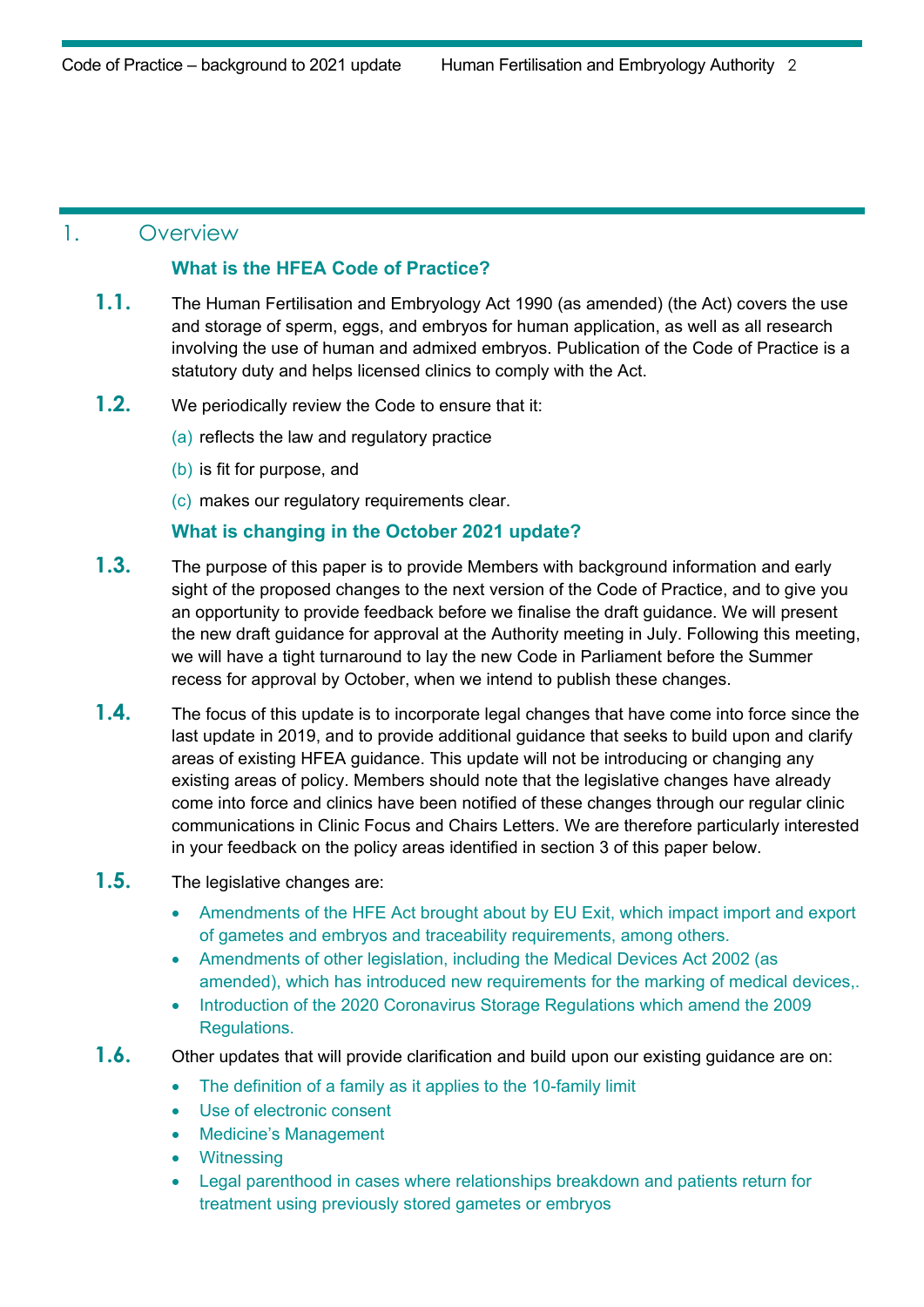## 1. Overview

### What is the HFEA Code of Practice?

**1.1.** The Human Fertilisation and Embryology Act 1990 (as amended) (the Act) covers the use and storage of sperm, eggs, and embryos for human application, as well as all research involving the use of human and admixed embryos. Publication of the Code of Practice is a statutory duty and helps licensed clinics to comply with the Act.

**1.2.** We periodically review the Code to ensure that it:

(a) reflects the law and regulatory practice

(b) is fit for purpose, and

(c) makes our regulatory requirements clear.

### What is changing in the October 2021 update?

**1.3.** The purpose of this paper is to provide Members with background information and early sight of the proposed changes to the next version of the Code of Practice, and to give you an opportunity to provide feedback before we finalise the draft guidance. We will present the new draft guidance for approval at the Authority meeting in July. Following this meeting, we will have a tight turnaround to lay the new Code in Parliament before the Summer recess for approval by October, when we intend to publish these changes.

**1.4.** The focus of this update is to incorporate legal changes that have come into force since the last update in 2019, and to provide additional guidance that seeks to build upon and clarify areas of existing HFEA guidance. This update will not be introducing or changing any existing areas of policy. Members should note that the legislative changes have already come into force and clinics have been notified of these changes through our regular clinic communications in Clinic Focus and Chairs Letters. We are therefore particularly interested in your feedback on the policy areas identified in section 3 of this paper below.

**1.5.** The legislative changes are:

- Amendments of the HFE Act brought about by EU Exit, which impact import and export of gametes and embryos and traceability requirements, among others.
- Amendments of other legislation, including the Medical Devices Act 2002 (as amended), which has introduced new requirements for the marking of medical devices,.
- Introduction of the 2020 Coronavirus Storage Regulations which amend the 2009 Regulations.

**1.6.** Other updates that will provide clarification and build upon our existing guidance are on:

- The definition of a family as it applies to the 10-family limit
- Use of electronic consent
- Medicine's Management
- Witnessing
- Legal parenthood in cases where relationships breakdown and patients return for treatment using previously stored gametes or embryos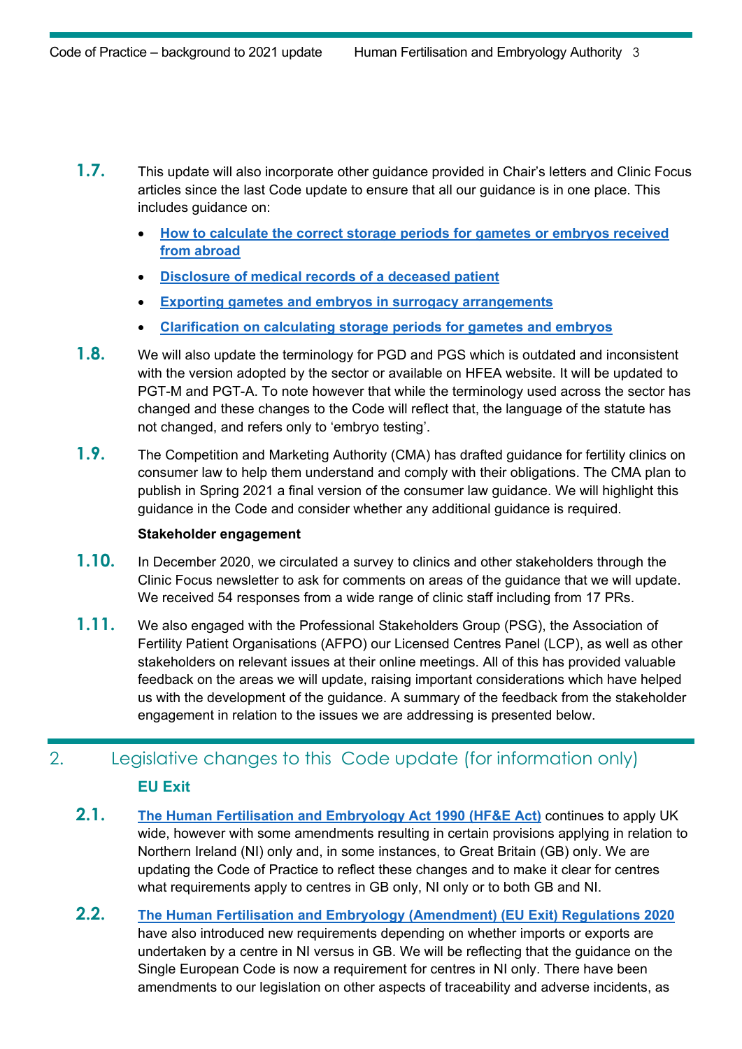**1.7.** This update will also incorporate other guidance provided in Chair's letters and Clinic Focus articles since the last Code update to ensure that all our guidance is in one place. This includes guidance on:

- **How to calculate the correct storage periods for gametes or embryos received from abroad**
- **Disclosure of medical records of a deceased patient**
- **Exporting gametes and embryos in surrogacy arrangements**
- **Clarification on calculating storage periods for gametes and embryos**

**1.8.** We will also update the terminology for PGD and PGS which is outdated and inconsistent with the version adopted by the sector or available on HFEA website. It will be updated to PGT-M and PGT-A. To note however that while the terminology used across the sector has changed and these changes to the Code will reflect that, the language of the statute has not changed, and refers only to 'embryo testing'.

**1.9.** The Competition and Marketing Authority (CMA) has drafted guidance for fertility clinics on consumer law to help them understand and comply with their obligations. The CMA plan to publish in Spring 2021 a final version of the consumer law guidance. We will highlight this guidance in the Code and consider whether any additional guidance is required.

**Stakeholder engagement**

**1.10.** In December 2020, we circulated a survey to clinics and other stakeholders through the Clinic Focus newsletter to ask for comments on areas of the guidance that we will update. We received 54 responses from a wide range of clinic staff including from 17 PRs.

**1.11.** We also engaged with the Professional Stakeholders Group (PSG), the Association of Fertility Patient Organisations (AFPO) our Licensed Centres Panel (LCP), as well as other stakeholders on relevant issues at their online meetings. All of this has provided valuable feedback on the areas we will update, raising important considerations which have helped us with the development of the guidance. A summary of the feedback from the stakeholder engagement in relation to the issues we are addressing is presented below.

## 2. Legislative changes to this Code update (for information only)

### EU Exit

**2.1.** **The Human Fertilisation and Embryology Act 1990 (HF&E Act)** continues to apply UK wide, however with some amendments resulting in certain provisions applying in relation to Northern Ireland (NI) only and, in some instances, to Great Britain (GB) only. We are updating the Code of Practice to reflect these changes and to make it clear for centres what requirements apply to centres in GB only, NI only or to both GB and NI.

**2.2.** **The Human Fertilisation and Embryology (Amendment) (EU Exit) Regulations 2020** have also introduced new requirements depending on whether imports or exports are undertaken by a centre in NI versus in GB. We will be reflecting that the guidance on the Single European Code is now a requirement for centres in NI only. There have been amendments to our legislation on other aspects of traceability and adverse incidents, as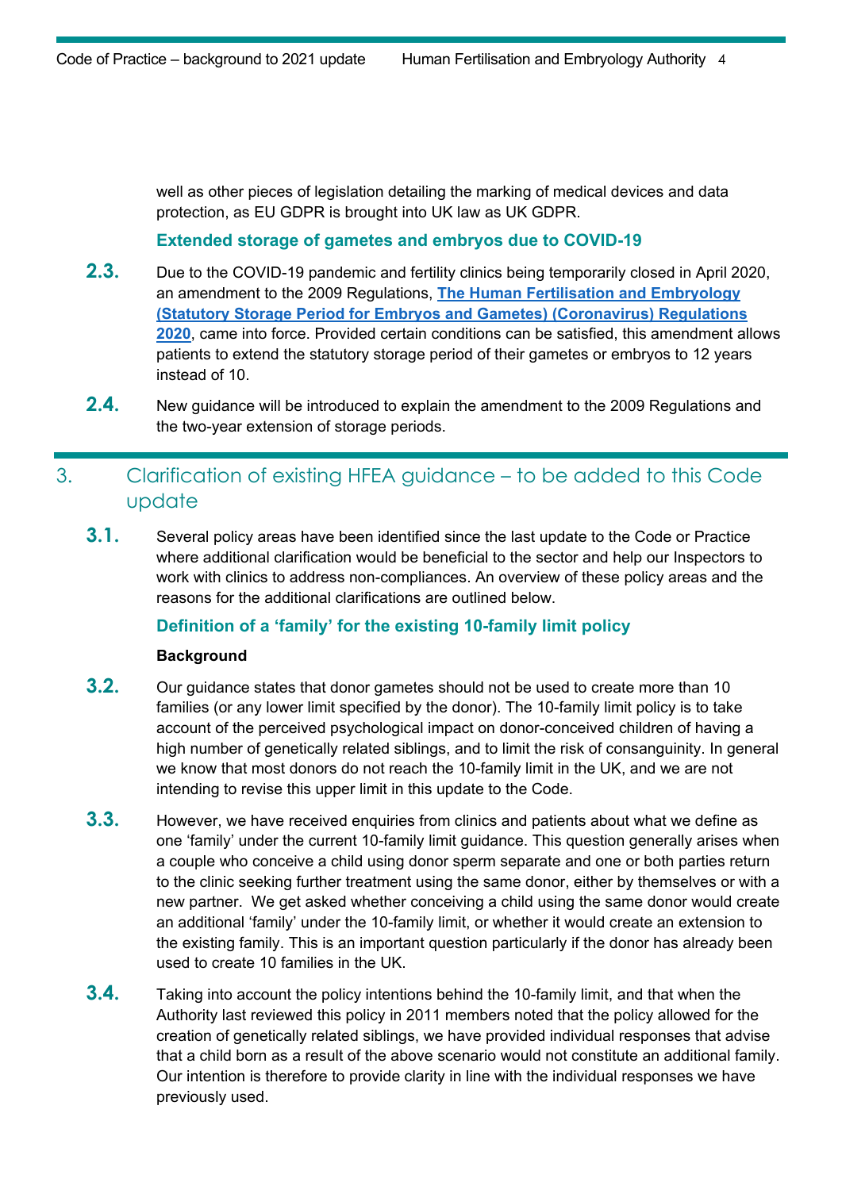well as other pieces of legislation detailing the marking of medical devices and data protection, as EU GDPR is brought into UK law as UK GDPR.

### Extended storage of gametes and embryos due to COVID-19

**2.3.** Due to the COVID-19 pandemic and fertility clinics being temporarily closed in April 2020, an amendment to the 2009 Regulations, **The Human Fertilisation and Embryology (Statutory Storage Period for Embryos and Gametes) (Coronavirus) Regulations 2020**, came into force. Provided certain conditions can be satisfied, this amendment allows patients to extend the statutory storage period of their gametes or embryos to 12 years instead of 10.

**2.4.** New guidance will be introduced to explain the amendment to the 2009 Regulations and the two-year extension of storage periods.

## 3. Clarification of existing HFEA guidance – to be added to this Code update

**3.1.** Several policy areas have been identified since the last update to the Code or Practice where additional clarification would be beneficial to the sector and help our Inspectors to work with clinics to address non-compliances. An overview of these policy areas and the reasons for the additional clarifications are outlined below.

### Definition of a 'family' for the existing 10-family limit policy

**Background**

**3.2.** Our guidance states that donor gametes should not be used to create more than 10 families (or any lower limit specified by the donor). The 10-family limit policy is to take account of the perceived psychological impact on donor-conceived children of having a high number of genetically related siblings, and to limit the risk of consanguinity. In general we know that most donors do not reach the 10-family limit in the UK, and we are not intending to revise this upper limit in this update to the Code.

**3.3.** However, we have received enquiries from clinics and patients about what we define as one 'family' under the current 10-family limit guidance. This question generally arises when a couple who conceive a child using donor sperm separate and one or both parties return to the clinic seeking further treatment using the same donor, either by themselves or with a new partner. We get asked whether conceiving a child using the same donor would create an additional 'family' under the 10-family limit, or whether it would create an extension to the existing family. This is an important question particularly if the donor has already been used to create 10 families in the UK.

**3.4.** Taking into account the policy intentions behind the 10-family limit, and that when the Authority last reviewed this policy in 2011 members noted that the policy allowed for the creation of genetically related siblings, we have provided individual responses that advise that a child born as a result of the above scenario would not constitute an additional family. Our intention is therefore to provide clarity in line with the individual responses we have previously used.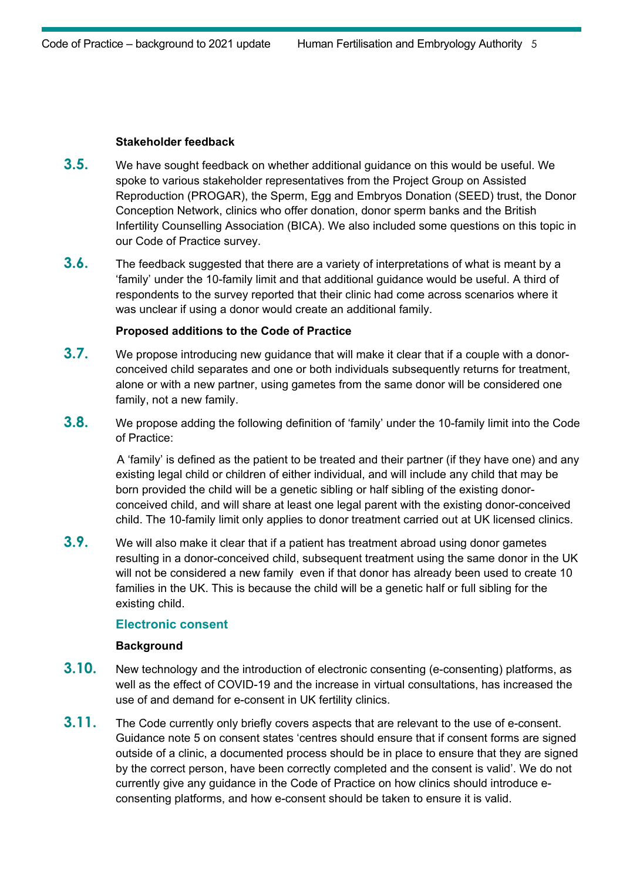**Stakeholder feedback**

**3.5.** We have sought feedback on whether additional guidance on this would be useful. We spoke to various stakeholder representatives from the Project Group on Assisted Reproduction (PROGAR), the Sperm, Egg and Embryos Donation (SEED) trust, the Donor Conception Network, clinics who offer donation, donor sperm banks and the British Infertility Counselling Association (BICA). We also included some questions on this topic in our Code of Practice survey.

**3.6.** The feedback suggested that there are a variety of interpretations of what is meant by a 'family' under the 10-family limit and that additional guidance would be useful. A third of respondents to the survey reported that their clinic had come across scenarios where it was unclear if using a donor would create an additional family.

**Proposed additions to the Code of Practice**

**3.7.** We propose introducing new guidance that will make it clear that if a couple with a donor-conceived child separates and one or both individuals subsequently returns for treatment, alone or with a new partner, using gametes from the same donor will be considered one family, not a new family.

**3.8.** We propose adding the following definition of 'family' under the 10-family limit into the Code of Practice:

A 'family' is defined as the patient to be treated and their partner (if they have one) and any existing legal child or children of either individual, and will include any child that may be born provided the child will be a genetic sibling or half sibling of the existing donor-conceived child, and will share at least one legal parent with the existing donor-conceived child. The 10-family limit only applies to donor treatment carried out at UK licensed clinics.

**3.9.** We will also make it clear that if a patient has treatment abroad using donor gametes resulting in a donor-conceived child, subsequent treatment using the same donor in the UK will not be considered a new family even if that donor has already been used to create 10 families in the UK. This is because the child will be a genetic half or full sibling for the existing child.

## Electronic consent

**Background**

**3.10.** New technology and the introduction of electronic consenting (e-consenting) platforms, as well as the effect of COVID-19 and the increase in virtual consultations, has increased the use of and demand for e-consent in UK fertility clinics.

**3.11.** The Code currently only briefly covers aspects that are relevant to the use of e-consent. Guidance note 5 on consent states 'centres should ensure that if consent forms are signed outside of a clinic, a documented process should be in place to ensure that they are signed by the correct person, have been correctly completed and the consent is valid'. We do not currently give any guidance in the Code of Practice on how clinics should introduce e-consenting platforms, and how e-consent should be taken to ensure it is valid.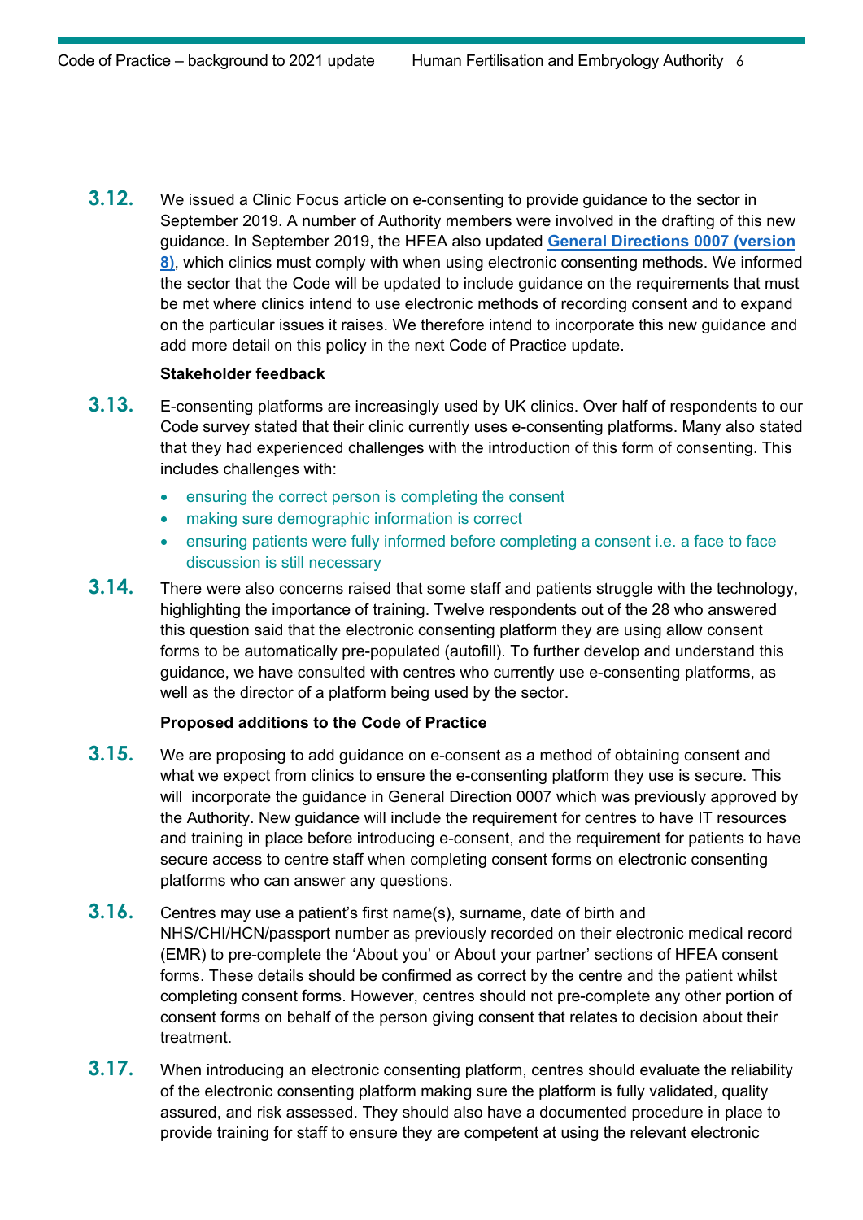3.12. We issued a Clinic Focus article on e-consenting to provide guidance to the sector in September 2019. A number of Authority members were involved in the drafting of this new guidance. In September 2019, the HFEA also updated **General Directions 0007 (version 8)**, which clinics must comply with when using electronic consenting methods. We informed the sector that the Code will be updated to include guidance on the requirements that must be met where clinics intend to use electronic methods of recording consent and to expand on the particular issues it raises. We therefore intend to incorporate this new guidance and add more detail on this policy in the next Code of Practice update.

**Stakeholder feedback**

3.13. E-consenting platforms are increasingly used by UK clinics. Over half of respondents to our Code survey stated that their clinic currently uses e-consenting platforms. Many also stated that they had experienced challenges with the introduction of this form of consenting. This includes challenges with:

- ensuring the correct person is completing the consent
- making sure demographic information is correct
- ensuring patients were fully informed before completing a consent i.e. a face to face discussion is still necessary

3.14. There were also concerns raised that some staff and patients struggle with the technology, highlighting the importance of training. Twelve respondents out of the 28 who answered this question said that the electronic consenting platform they are using allow consent forms to be automatically pre-populated (autofill). To further develop and understand this guidance, we have consulted with centres who currently use e-consenting platforms, as well as the director of a platform being used by the sector.

**Proposed additions to the Code of Practice**

3.15. We are proposing to add guidance on e-consent as a method of obtaining consent and what we expect from clinics to ensure the e-consenting platform they use is secure. This will incorporate the guidance in General Direction 0007 which was previously approved by the Authority. New guidance will include the requirement for centres to have IT resources and training in place before introducing e-consent, and the requirement for patients to have secure access to centre staff when completing consent forms on electronic consenting platforms who can answer any questions.

3.16. Centres may use a patient's first name(s), surname, date of birth and NHS/CHI/HCN/passport number as previously recorded on their electronic medical record (EMR) to pre-complete the 'About you' or About your partner' sections of HFEA consent forms. These details should be confirmed as correct by the centre and the patient whilst completing consent forms. However, centres should not pre-complete any other portion of consent forms on behalf of the person giving consent that relates to decision about their treatment.

3.17. When introducing an electronic consenting platform, centres should evaluate the reliability of the electronic consenting platform making sure the platform is fully validated, quality assured, and risk assessed. They should also have a documented procedure in place to provide training for staff to ensure they are competent at using the relevant electronic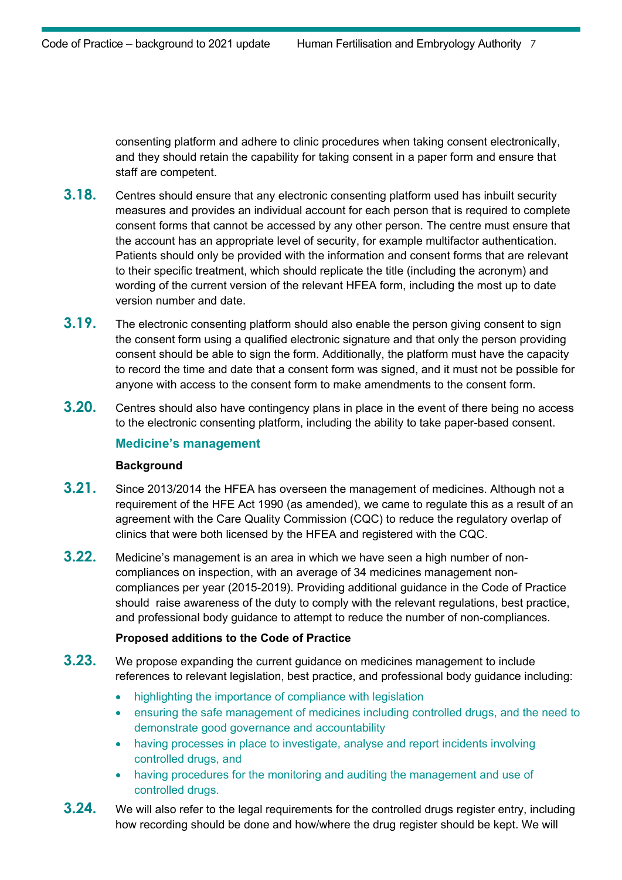consenting platform and adhere to clinic procedures when taking consent electronically, and they should retain the capability for taking consent in a paper form and ensure that staff are competent.

**3.18.** Centres should ensure that any electronic consenting platform used has inbuilt security measures and provides an individual account for each person that is required to complete consent forms that cannot be accessed by any other person. The centre must ensure that the account has an appropriate level of security, for example multifactor authentication. Patients should only be provided with the information and consent forms that are relevant to their specific treatment, which should replicate the title (including the acronym) and wording of the current version of the relevant HFEA form, including the most up to date version number and date.

**3.19.** The electronic consenting platform should also enable the person giving consent to sign the consent form using a qualified electronic signature and that only the person providing consent should be able to sign the form. Additionally, the platform must have the capacity to record the time and date that a consent form was signed, and it must not be possible for anyone with access to the consent form to make amendments to the consent form.

**3.20.** Centres should also have contingency plans in place in the event of there being no access to the electronic consenting platform, including the ability to take paper-based consent.

### Medicine's management

**Background**

**3.21.** Since 2013/2014 the HFEA has overseen the management of medicines. Although not a requirement of the HFE Act 1990 (as amended), we came to regulate this as a result of an agreement with the Care Quality Commission (CQC) to reduce the regulatory overlap of clinics that were both licensed by the HFEA and registered with the CQC.

**3.22.** Medicine's management is an area in which we have seen a high number of non-compliances on inspection, with an average of 34 medicines management non-compliances per year (2015-2019). Providing additional guidance in the Code of Practice should raise awareness of the duty to comply with the relevant regulations, best practice, and professional body guidance to attempt to reduce the number of non-compliances.

**Proposed additions to the Code of Practice**

**3.23.** We propose expanding the current guidance on medicines management to include references to relevant legislation, best practice, and professional body guidance including:

- highlighting the importance of compliance with legislation
- ensuring the safe management of medicines including controlled drugs, and the need to demonstrate good governance and accountability
- having processes in place to investigate, analyse and report incidents involving controlled drugs, and
- having procedures for the monitoring and auditing the management and use of controlled drugs.

**3.24.** We will also refer to the legal requirements for the controlled drugs register entry, including how recording should be done and how/where the drug register should be kept. We will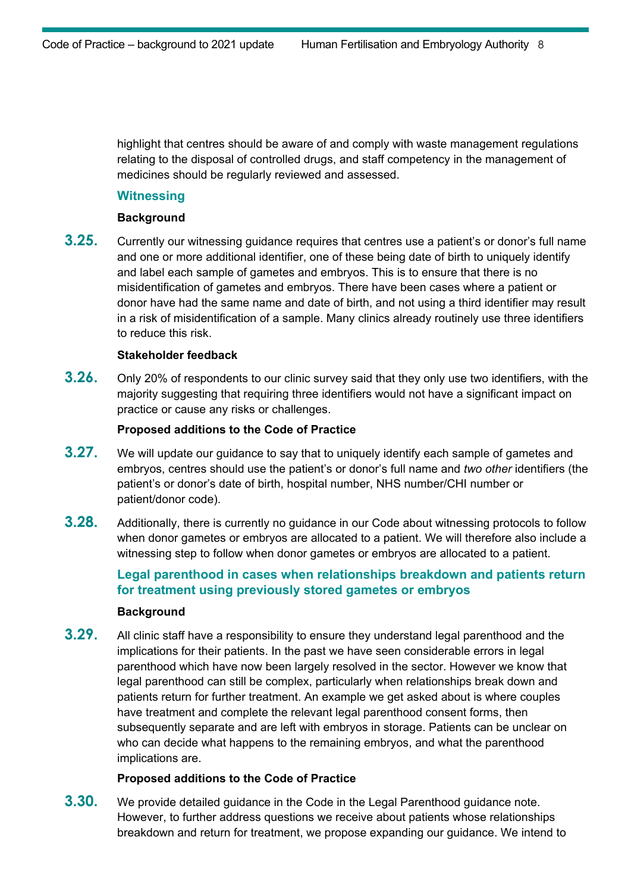highlight that centres should be aware of and comply with waste management regulations relating to the disposal of controlled drugs, and staff competency in the management of medicines should be regularly reviewed and assessed.

### Witnessing

**Background**

**3.25.** Currently our witnessing guidance requires that centres use a patient's or donor's full name and one or more additional identifier, one of these being date of birth to uniquely identify and label each sample of gametes and embryos. This is to ensure that there is no misidentification of gametes and embryos. There have been cases where a patient or donor have had the same name and date of birth, and not using a third identifier may result in a risk of misidentification of a sample. Many clinics already routinely use three identifiers to reduce this risk.

**Stakeholder feedback**

**3.26.** Only 20% of respondents to our clinic survey said that they only use two identifiers, with the majority suggesting that requiring three identifiers would not have a significant impact on practice or cause any risks or challenges.

**Proposed additions to the Code of Practice**

**3.27.** We will update our guidance to say that to uniquely identify each sample of gametes and embryos, centres should use the patient's or donor's full name and *two other* identifiers (the patient's or donor's date of birth, hospital number, NHS number/CHI number or patient/donor code).

**3.28.** Additionally, there is currently no guidance in our Code about witnessing protocols to follow when donor gametes or embryos are allocated to a patient. We will therefore also include a witnessing step to follow when donor gametes or embryos are allocated to a patient.

### Legal parenthood in cases when relationships breakdown and patients return for treatment using previously stored gametes or embryos

**Background**

**3.29.** All clinic staff have a responsibility to ensure they understand legal parenthood and the implications for their patients. In the past we have seen considerable errors in legal parenthood which have now been largely resolved in the sector. However we know that legal parenthood can still be complex, particularly when relationships break down and patients return for further treatment. An example we get asked about is where couples have treatment and complete the relevant legal parenthood consent forms, then subsequently separate and are left with embryos in storage. Patients can be unclear on who can decide what happens to the remaining embryos, and what the parenthood implications are.

**Proposed additions to the Code of Practice**

**3.30.** We provide detailed guidance in the Code in the Legal Parenthood guidance note. However, to further address questions we receive about patients whose relationships breakdown and return for treatment, we propose expanding our guidance. We intend to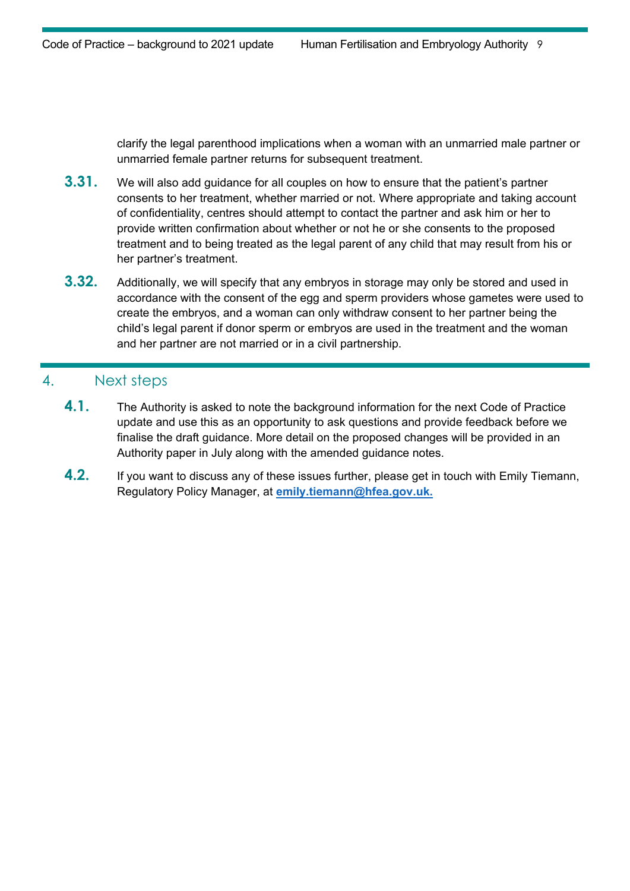clarify the legal parenthood implications when a woman with an unmarried male partner or unmarried female partner returns for subsequent treatment.

**3.31.** We will also add guidance for all couples on how to ensure that the patient's partner consents to her treatment, whether married or not. Where appropriate and taking account of confidentiality, centres should attempt to contact the partner and ask him or her to provide written confirmation about whether or not he or she consents to the proposed treatment and to being treated as the legal parent of any child that may result from his or her partner's treatment.

**3.32.** Additionally, we will specify that any embryos in storage may only be stored and used in accordance with the consent of the egg and sperm providers whose gametes were used to create the embryos, and a woman can only withdraw consent to her partner being the child's legal parent if donor sperm or embryos are used in the treatment and the woman and her partner are not married or in a civil partnership.

## 4. Next steps

**4.1.** The Authority is asked to note the background information for the next Code of Practice update and use this as an opportunity to ask questions and provide feedback before we finalise the draft guidance. More detail on the proposed changes will be provided in an Authority paper in July along with the amended guidance notes.

**4.2.** If you want to discuss any of these issues further, please get in touch with Emily Tiemann, Regulatory Policy Manager, at **emily.tiemann@hfea.gov.uk.**